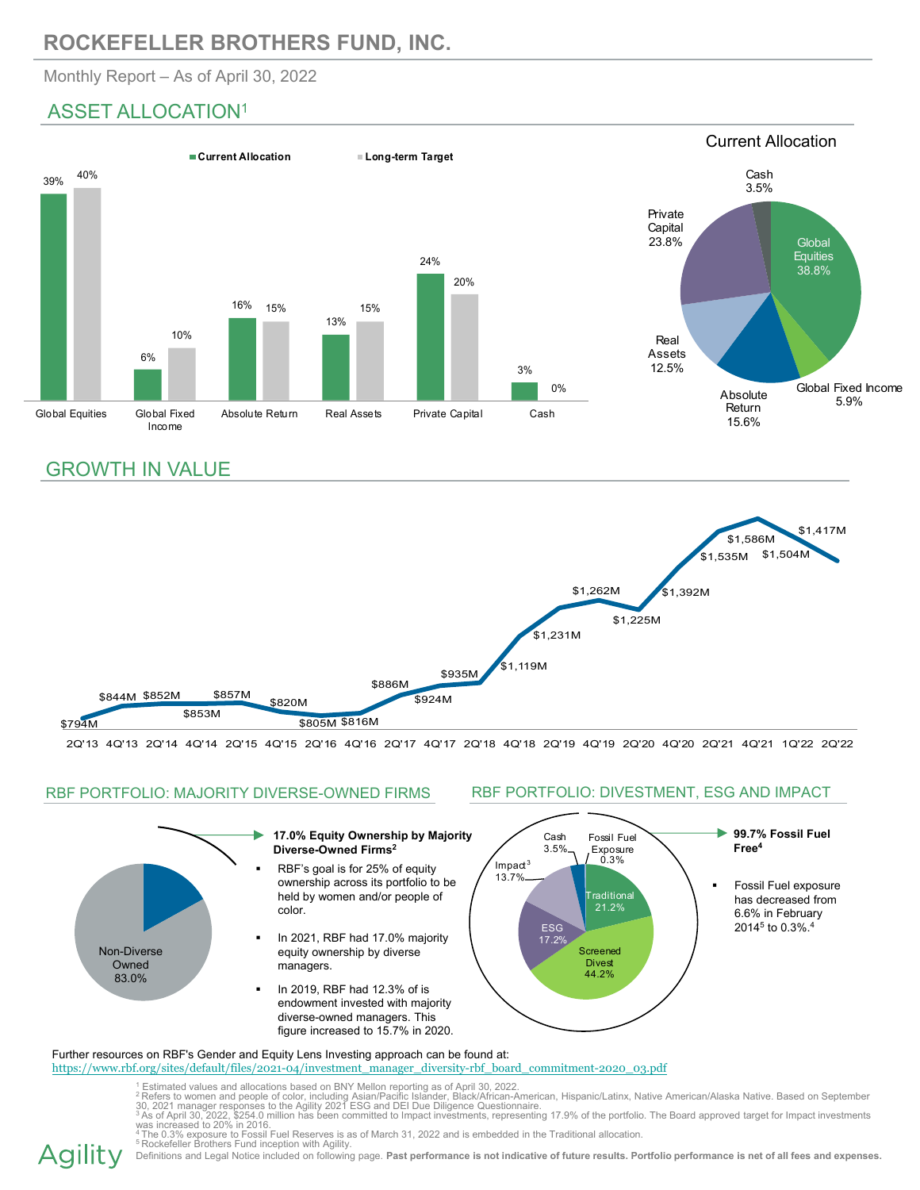# ROCKEFELLER BROTHERS FUND, INC.

Monthly Report – As of April 30, 2022

## ASSET ALLOCATION[1]

| | Current Allocation | Long-term Target |
|---|---|---|
| Global Equities | 39% | 40% |
| Global Fixed Income | 6% | 10% |
| Absolute Return | 16% | 15% |
| Real Assets | 13% | 15% |
| Private Capital | 24% | 20% |
| Cash | 3% | 0% |

### Current Allocation

| Asset Class | Allocation |
|---|---|
| Global Equities | 38.8% |
| Global Fixed Income | 5.9% |
| Absolute Return | 15.6% |
| Real Assets | 12.5% |
| Private Capital | 23.8% |
| Cash | 3.5% |

## GROWTH IN VALUE

| Period | Value |
|---|---|
| 2Q'13 | $794M |
| 4Q'13 | $844M |
| 2Q'14 | $852M |
| 4Q'14 | $853M |
| 2Q'15 | $857M |
| 4Q'15 | $820M |
| 2Q'16 | $805M |
| 4Q'16 | $816M |
| 2Q'17 | $886M |
| 4Q'17 | $924M |
| 2Q'18 | $935M |
| 4Q'18 | $1,119M |
| 2Q'19 | $1,231M |
| 4Q'19 | $1,262M |
| 2Q'20 | $1,225M |
| 4Q'20 | $1,392M |
| 2Q'21 | $1,535M |
| 4Q'21 | $1,586M |
| 1Q'22 | $1,504M |
| 2Q'22 | $1,417M |

## RBF PORTFOLIO: MAJORITY DIVERSE-OWNED FIRMS

Non-Diverse Owned 83.0%

**17.0% Equity Ownership by Majority Diverse-Owned Firms[2]**

- RBF's goal is for 25% of equity ownership across its portfolio to be held by women and/or people of color.
- In 2021, RBF had 17.0% majority equity ownership by diverse managers.
- In 2019, RBF had 12.3% of is endowment invested with majority diverse-owned managers. This figure increased to 15.7% in 2020.

## RBF PORTFOLIO: DIVESTMENT, ESG AND IMPACT

| Category | Allocation |
|---|---|
| Traditional | 21.2% |
| Screened Divest | 44.2% |
| ESG | 17.2% |
| Impact[3] | 13.7% |
| Cash | 3.5% |
| Fossil Fuel Exposure | 0.3% |

**99.7% Fossil Fuel Free[4]**

- Fossil Fuel exposure has decreased from 6.6% in February 2014[5] to 0.3%.[4]

Further resources on RBF's Gender and Equity Lens Investing approach can be found at:
https://www.rbf.org/sites/default/files/2021-04/investment_manager_diversity-rbf_board_commitment-2020_03.pdf

[1] Estimated values and allocations based on BNY Mellon reporting as of April 30, 2022.
[2] Refers to women and people of color, including Asian/Pacific Islander, Black/African-American, Hispanic/Latinx, Native American/Alaska Native. Based on September 30, 2021 manager responses to the Agility 2021 ESG and DEI Due Diligence Questionnaire.
[3] As of April 30, 2022, $254.0 million has been committed to Impact investments, representing 17.9% of the portfolio. The Board approved target for Impact investments was increased to 20% in 2016.
[4] The 0.3% exposure to Fossil Fuel Reserves is as of March 31, 2022 and is embedded in the Traditional allocation.
[5] Rockefeller Brothers Fund inception with Agility.

Definitions and Legal Notice included on following page. **Past performance is not indicative of future results. Portfolio performance is net of all fees and expenses.**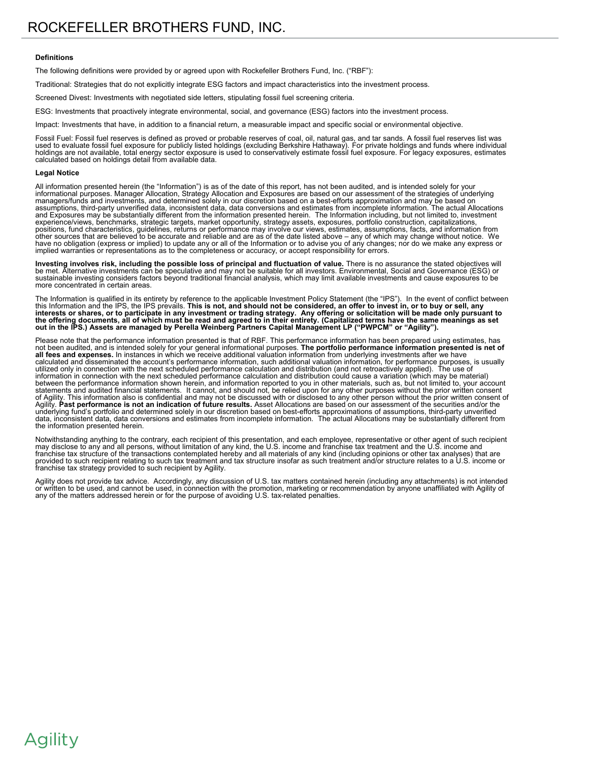#### Definitions

The following definitions were provided by or agreed upon with Rockefeller Brothers Fund, Inc. ("RBF"):

Traditional: Strategies that do not explicitly integrate ESG factors and impact characteristics into the investment process.

Screened Divest: Investments with negotiated side letters, stipulating fossil fuel screening criteria.

ESG: Investments that proactively integrate environmental, social, and governance (ESG) factors into the investment process.

Impact: Investments that have, in addition to a financial return, a measurable impact and specific social or environmental objective.

Fossil Fuel: Fossil fuel reserves is defined as proved or probable reserves of coal, oil, natural gas, and tar sands. A fossil fuel reserves list was used to evaluate fossil fuel exposure for publicly listed holdings (excluding Berkshire Hathaway). For private holdings and funds where individual holdings are not available, total energy sector exposure is used to conservatively estimate fossil fuel exposure. For legacy exposures, estimates calculated based on holdings detail from available data.

#### Legal Notice

All information presented herein (the "Information") is as of the date of this report, has not been audited, and is intended solely for your informational purposes. Manager Allocation, Strategy Allocation and Exposures are based on our assessment of the strategies of underlying managers/funds and investments, and determined solely in our discretion based on a best-efforts approximation and may be based on assumptions, third-party unverified data, inconsistent data, data conversions and estimates from incomplete information. The actual Allocations and Exposures may be substantially different from the information presented herein. The Information including, but not limited to, investment experience/views, benchmarks, strategic targets, market opportunity, strategy assets, exposures, portfolio construction, capitalizations, positions, fund characteristics, guidelines, returns or performance may involve our views, estimates, assumptions, facts, and information from other sources that are believed to be accurate and reliable and are as of the date listed above – any of which may change without notice. We have no obligation (express or implied) to update any or all of the Information or to advise you of any changes; nor do we make any express or implied warranties or representations as to the completeness or accuracy, or accept responsibility for errors.

**Investing involves risk, including the possible loss of principal and fluctuation of value.** There is no assurance the stated objectives will be met. Alternative investments can be speculative and may not be suitable for all investors. Environmental, Social and Governance (ESG) or sustainable investing considers factors beyond traditional financial analysis, which may limit available investments and cause exposures to be more concentrated in certain areas.

The Information is qualified in its entirety by reference to the applicable Investment Policy Statement (the "IPS"). In the event of conflict between this Information and the IPS, the IPS prevails. **This is not, and should not be considered, an offer to invest in, or to buy or sell, any interests or shares, or to participate in any investment or trading strategy. Any offering or solicitation will be made only pursuant to the offering documents, all of which must be read and agreed to in their entirety. (Capitalized terms have the same meanings as set out in the IPS.) Assets are managed by Perella Weinberg Partners Capital Management LP ("PWPCM" or "Agility").**

Please note that the performance information presented is that of RBF. This performance information has been prepared using estimates, has not been audited, and is intended solely for your general informational purposes. **The portfolio performance information presented is net of all fees and expenses.** In instances in which we receive additional valuation information from underlying investments after we have calculated and disseminated the account's performance information, such additional valuation information, for performance purposes, is usually utilized only in connection with the next scheduled performance calculation and distribution (and not retroactively applied). The use of information in connection with the next scheduled performance calculation and distribution could cause a variation (which may be material) between the performance information shown herein, and information reported to you in other materials, such as, but not limited to, your account statements and audited financial statements. It cannot, and should not, be relied upon for any other purposes without the prior written consent of Agility. This information also is confidential and may not be discussed with or disclosed to any other person without the prior written consent of Agility. **Past performance is not an indication of future results.** Asset Allocations are based on our assessment of the securities and/or the underlying fund's portfolio and determined solely in our discretion based on best-efforts approximations of assumptions, third-party unverified data, inconsistent data, data conversions and estimates from incomplete information. The actual Allocations may be substantially different from the information presented herein.

Notwithstanding anything to the contrary, each recipient of this presentation, and each employee, representative or other agent of such recipient may disclose to any and all persons, without limitation of any kind, the U.S. income and franchise tax treatment and the U.S. income and franchise tax structure of the transactions contemplated hereby and all materials of any kind (including opinions or other tax analyses) that are provided to such recipient relating to such tax treatment and tax structure insofar as such treatment and/or structure relates to a U.S. income or franchise tax strategy provided to such recipient by Agility.

Agility does not provide tax advice. Accordingly, any discussion of U.S. tax matters contained herein (including any attachments) is not intended or written to be used, and cannot be used, in connection with the promotion, marketing or recommendation by anyone unaffiliated with Agility of any of the matters addressed herein or for the purpose of avoiding U.S. tax-related penalties.